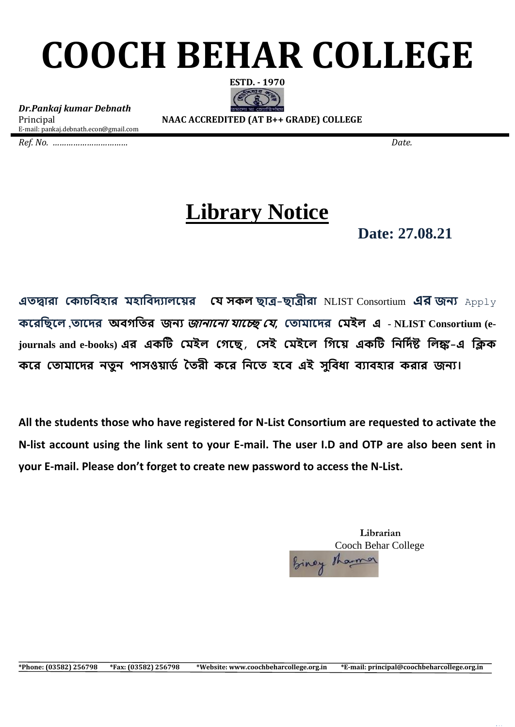# COOCH BEHAR COLLEGE

**ESTD. - 1970**

***Dr.Pankaj kumar Debnath***
Principal
E-mail: pankaj.debnath.econ@gmail.com

**NAAC ACCREDITED (AT B++ GRADE) COLLEGE**

*Ref. No. ……………………………* *Date.*

# Library Notice

**Date: 27.08.21**

**এতদ্বারা কোচবিহার মহাবিদ্যালয়ের যে সকল ছাত্র-ছাত্রীরা** NLIST Consortium **এর জন্য** Apply **করেছিলে ,তাদের অবগতির জন্য *জানানো যাচ্ছে যে,* তোমাদের মেইল এ** - **NLIST Consortium (e-journals and e-books) এর একটি মেইল গেছে, সেই মেইলে গিয়ে একটি নির্দিষ্ট লিঙ্ক-এ ক্লিক করে তোমাদের নতুন পাসওয়ার্ড তৈরী করে নিতে হবে এই সুবিধা ব্যাবহার করার জন্য।**

**All the students those who have registered for N-List Consortium are requested to activate the N-list account using the link sent to your E-mail. The user I.D and OTP are also been sent in your E-mail. Please don't forget to create new password to access the N-List.**

**Librarian**
Cooch Behar College
Binoy Sharma

**\*Phone: (03582) 256798 \*Fax: (03582) 256798 \*Website: www.coochbeharcollege.org.in \*E-mail: principal@coochbeharcollege.org.in**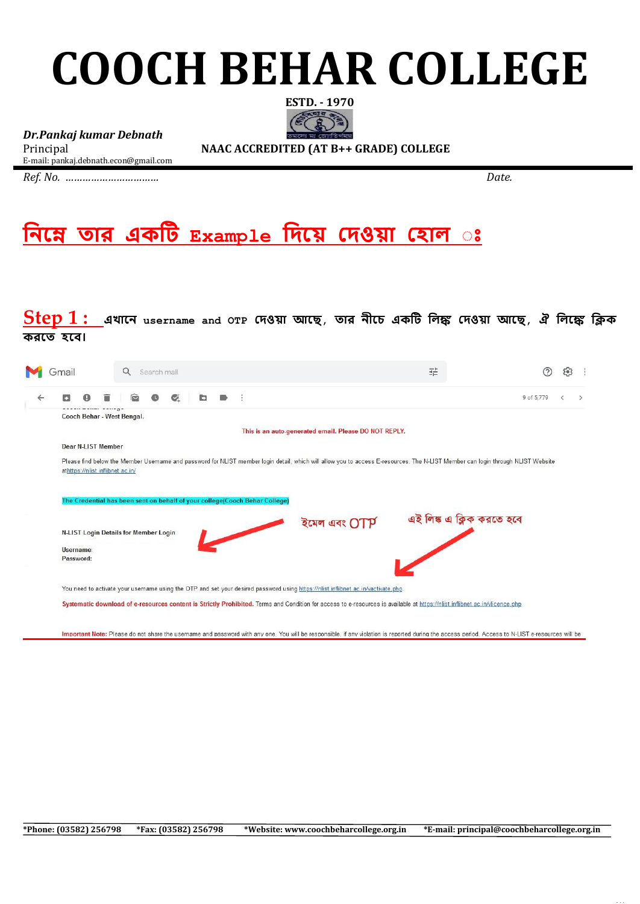# COOCH BEHAR COLLEGE

**ESTD. - 1970**

***Dr.Pankaj kumar Debnath***
Principal
E-mail: pankaj.debnath.econ@gmail.com

**NAAC ACCREDITED (AT B++ GRADE) COLLEGE**

*Ref. No. ...............................* *Date.*

## নিম্নে তার একটি Example দিয়ে দেওয়া হোল ঃ

**Step 1 :** এখানে username and OTP দেওয়া আছে, তার নীচে একটি লিঙ্ক দেওয়া আছে, ঐ লিঙ্কে ক্লিক করতে হবে।

Gmail

Search mail

9 of 5,779

Cooch Behar - West Bengal.

This is an auto-generated email. Please DO NOT REPLY.

Dear N-LIST Member

Please find below the Member Username and password for NLIST member login detail, which will allow you to access E-resources. The N-LIST Member can login through NLIST Website at https://nlist.inflibnet.ac.in/

The Credential has been sent on behalf of your college(Cooch Behar College)

ইমেল এবং OTP

এই লিঙ্ক এ ক্লিক করতে হবে

N-LIST Login Details for Member Login

Username:
Password:

You need to activate your username using the OTP and set your desired password using https://nlist.inflibnet.ac.in/vactivate.php

Systematic download of e-resources content is Strictly Prohibited. Terms and Condition for access to e-resources is available at https://nlist.inflibnet.ac.in/vlicence.php

Important Note: Please do not share the username and password with any one. You will be responsible, if any violation is reported during the access period. Access to N-LIST e-resources will be

*Phone: (03582) 256798 *Fax: (03582) 256798 *Website: www.coochbeharcollege.org.in *E-mail: principal@coochbeharcollege.org.in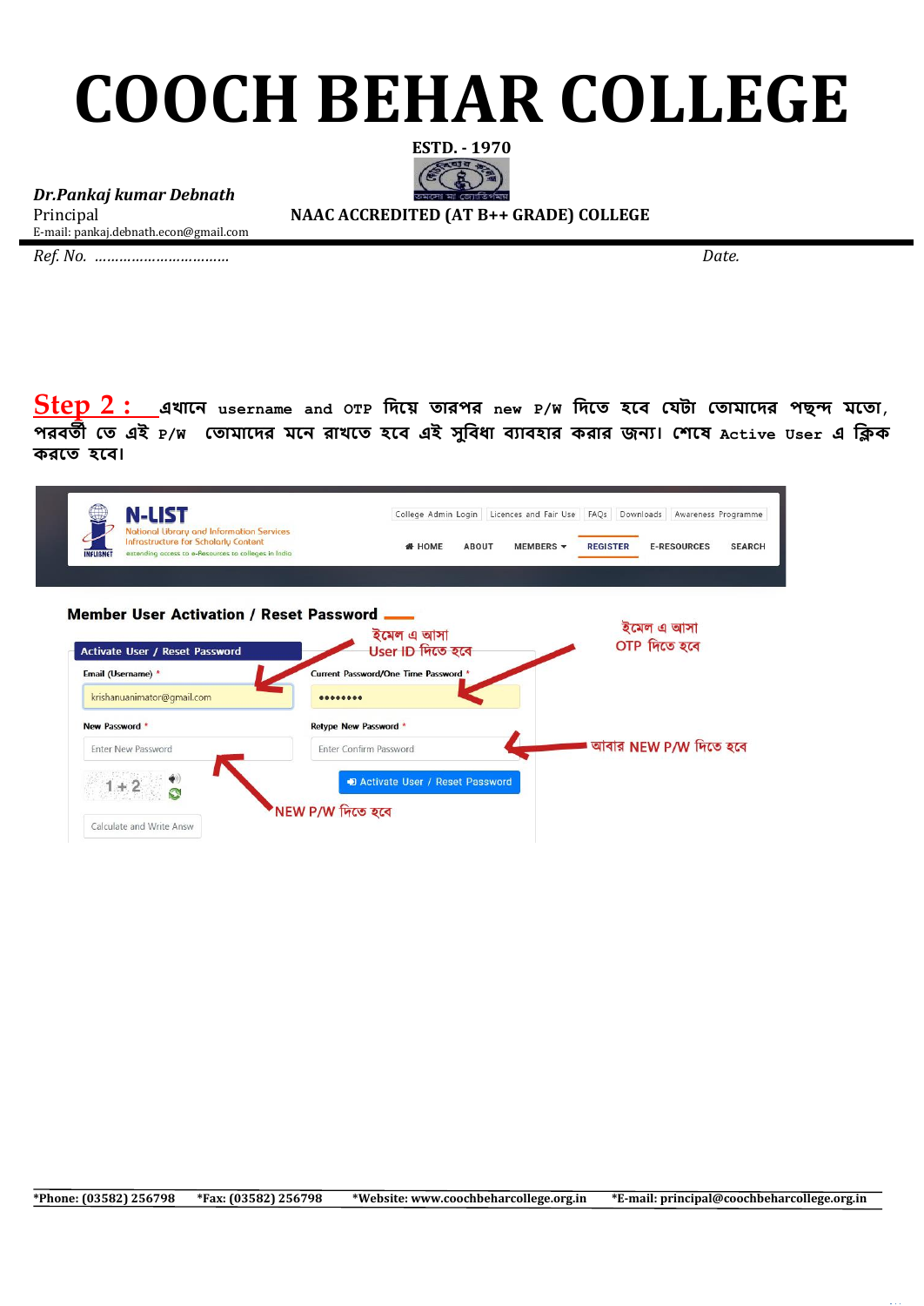# COOCH BEHAR COLLEGE

**ESTD. - 1970**

***Dr.Pankaj kumar Debnath***
Principal
E-mail: pankaj.debnath.econ@gmail.com

**NAAC ACCREDITED (AT B++ GRADE) COLLEGE**

*Ref. No. ................................* *Date.*

**Step 2 :** এখানে username and OTP দিয়ে তারপর new P/W দিতে হবে যেটা তোমাদের পছন্দ মতো, পরবর্তী তে এই P/W তোমাদের মনে রাখতে হবে এই সুবিধা ব্যাবহার করার জন্য। শেষে Active User এ ক্লিক করতে হবে।

N-LIST
National Library and Information Services Infrastructure for Scholarly Content
extending access to e-Resources to colleges in India
INFLIBNET

College Admin Login | Licences and Fair Use | FAQs | Downloads | Awareness Programme

HOME | ABOUT | MEMBERS | REGISTER | E-RESOURCES | SEARCH

**Member User Activation / Reset Password**

Activate User / Reset Password

Email (Username) *
krishanuanimator@gmail.com

Current Password/One Time Password *
•••••••

New Password *
Enter New Password

Retype New Password *
Enter Confirm Password

1 + 2

Calculate and Write Answ

Activate User / Reset Password

ইমেল এ আসা User ID দিতে হবে

ইমেল এ আসা OTP দিতে হবে

আবার NEW P/W দিতে হবে

NEW P/W দিতে হবে

*Phone: (03582) 256798 *Fax: (03582) 256798 *Website: www.coochbeharcollege.org.in *E-mail: principal@coochbeharcollege.org.in